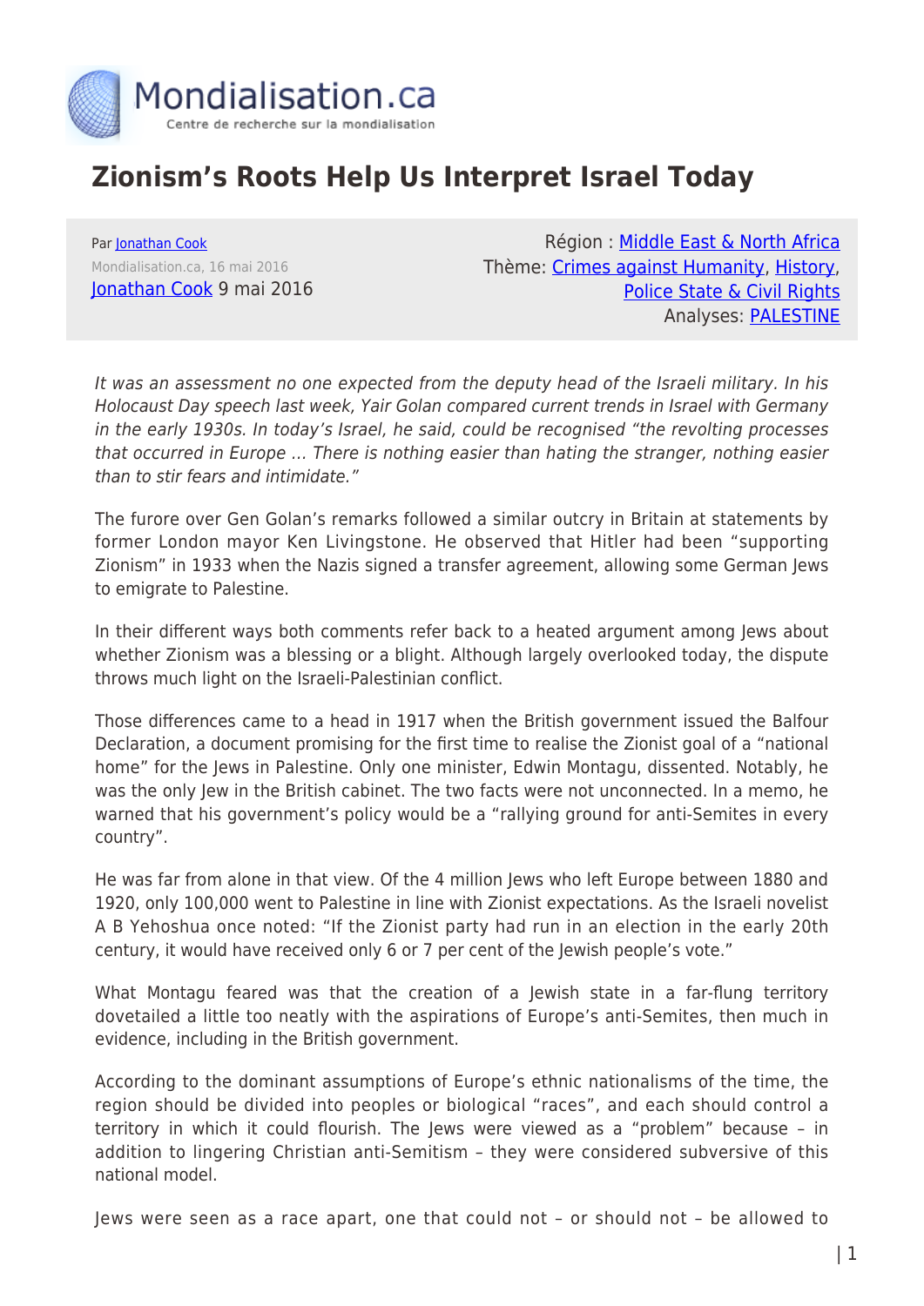# Zionism's Roots Help Us Interpret Israel Today

Par Jonathan Cook
Mondialisation.ca, 16 mai 2016
Jonathan Cook 9 mai 2016

Région : Middle East & North Africa
Thème: Crimes against Humanity, History, Police State & Civil Rights
Analyses: PALESTINE

*It was an assessment no one expected from the deputy head of the Israeli military. In his Holocaust Day speech last week, Yair Golan compared current trends in Israel with Germany in the early 1930s. In today's Israel, he said, could be recognised "the revolting processes that occurred in Europe … There is nothing easier than hating the stranger, nothing easier than to stir fears and intimidate."*

The furore over Gen Golan's remarks followed a similar outcry in Britain at statements by former London mayor Ken Livingstone. He observed that Hitler had been "supporting Zionism" in 1933 when the Nazis signed a transfer agreement, allowing some German Jews to emigrate to Palestine.

In their different ways both comments refer back to a heated argument among Jews about whether Zionism was a blessing or a blight. Although largely overlooked today, the dispute throws much light on the Israeli-Palestinian conflict.

Those differences came to a head in 1917 when the British government issued the Balfour Declaration, a document promising for the first time to realise the Zionist goal of a "national home" for the Jews in Palestine. Only one minister, Edwin Montagu, dissented. Notably, he was the only Jew in the British cabinet. The two facts were not unconnected. In a memo, he warned that his government's policy would be a "rallying ground for anti-Semites in every country".

He was far from alone in that view. Of the 4 million Jews who left Europe between 1880 and 1920, only 100,000 went to Palestine in line with Zionist expectations. As the Israeli novelist A B Yehoshua once noted: "If the Zionist party had run in an election in the early 20th century, it would have received only 6 or 7 per cent of the Jewish people's vote."

What Montagu feared was that the creation of a Jewish state in a far-flung territory dovetailed a little too neatly with the aspirations of Europe's anti-Semites, then much in evidence, including in the British government.

According to the dominant assumptions of Europe's ethnic nationalisms of the time, the region should be divided into peoples or biological "races", and each should control a territory in which it could flourish. The Jews were viewed as a "problem" because – in addition to lingering Christian anti-Semitism – they were considered subversive of this national model.

Jews were seen as a race apart, one that could not – or should not – be allowed to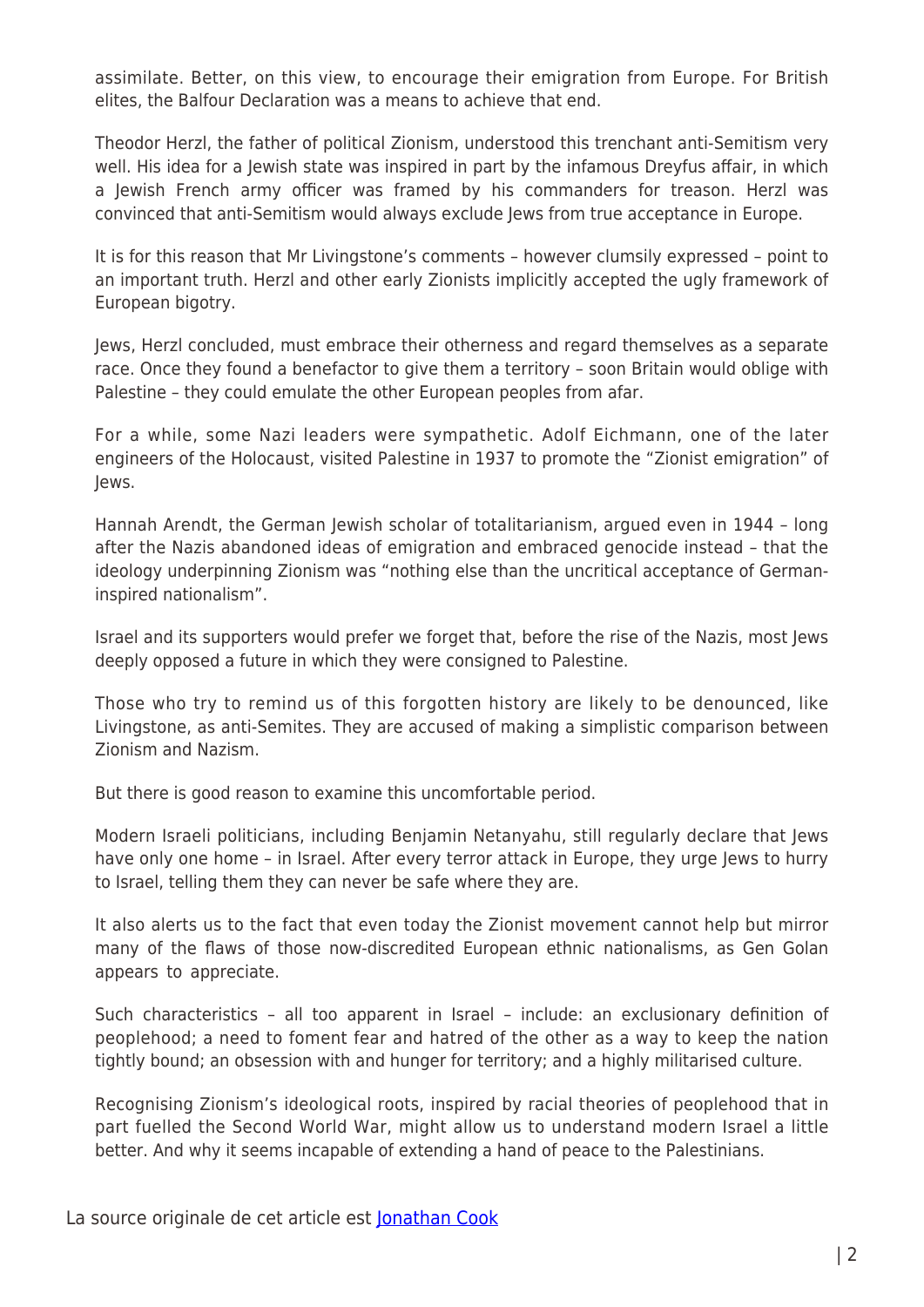assimilate. Better, on this view, to encourage their emigration from Europe. For British elites, the Balfour Declaration was a means to achieve that end.

Theodor Herzl, the father of political Zionism, understood this trenchant anti-Semitism very well. His idea for a Jewish state was inspired in part by the infamous Dreyfus affair, in which a Jewish French army officer was framed by his commanders for treason. Herzl was convinced that anti-Semitism would always exclude Jews from true acceptance in Europe.

It is for this reason that Mr Livingstone's comments – however clumsily expressed – point to an important truth. Herzl and other early Zionists implicitly accepted the ugly framework of European bigotry.

Jews, Herzl concluded, must embrace their otherness and regard themselves as a separate race. Once they found a benefactor to give them a territory – soon Britain would oblige with Palestine – they could emulate the other European peoples from afar.

For a while, some Nazi leaders were sympathetic. Adolf Eichmann, one of the later engineers of the Holocaust, visited Palestine in 1937 to promote the "Zionist emigration" of Jews.

Hannah Arendt, the German Jewish scholar of totalitarianism, argued even in 1944 – long after the Nazis abandoned ideas of emigration and embraced genocide instead – that the ideology underpinning Zionism was "nothing else than the uncritical acceptance of German-inspired nationalism".

Israel and its supporters would prefer we forget that, before the rise of the Nazis, most Jews deeply opposed a future in which they were consigned to Palestine.

Those who try to remind us of this forgotten history are likely to be denounced, like Livingstone, as anti-Semites. They are accused of making a simplistic comparison between Zionism and Nazism.

But there is good reason to examine this uncomfortable period.

Modern Israeli politicians, including Benjamin Netanyahu, still regularly declare that Jews have only one home – in Israel. After every terror attack in Europe, they urge Jews to hurry to Israel, telling them they can never be safe where they are.

It also alerts us to the fact that even today the Zionist movement cannot help but mirror many of the flaws of those now-discredited European ethnic nationalisms, as Gen Golan appears to appreciate.

Such characteristics – all too apparent in Israel – include: an exclusionary definition of peoplehood; a need to foment fear and hatred of the other as a way to keep the nation tightly bound; an obsession with and hunger for territory; and a highly militarised culture.

Recognising Zionism's ideological roots, inspired by racial theories of peoplehood that in part fuelled the Second World War, might allow us to understand modern Israel a little better. And why it seems incapable of extending a hand of peace to the Palestinians.

La source originale de cet article est [Jonathan Cook]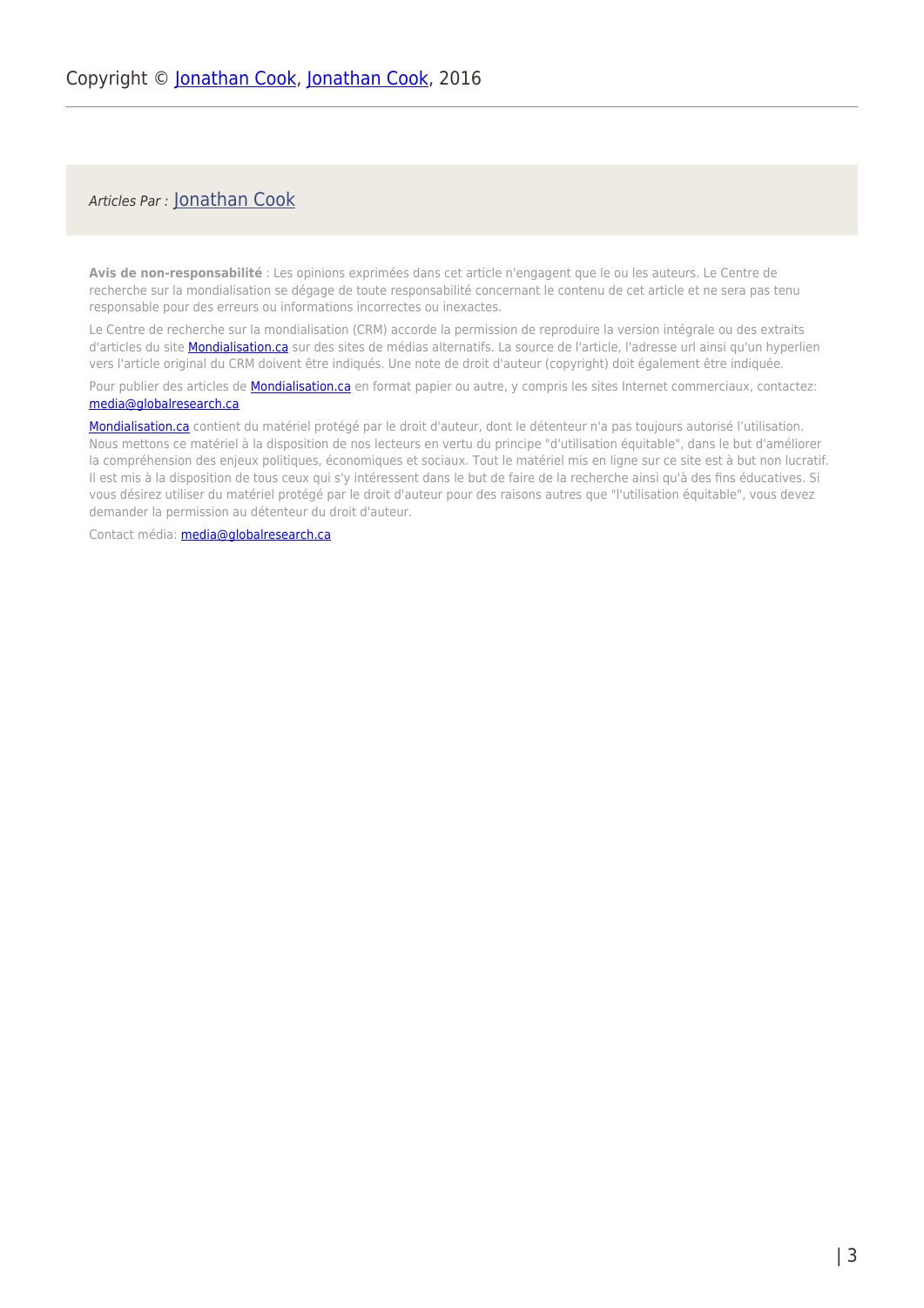Copyright © Jonathan Cook, Jonathan Cook, 2016

*Articles Par :* Jonathan Cook

**Avis de non-responsabilité** : Les opinions exprimées dans cet article n'engagent que le ou les auteurs. Le Centre de recherche sur la mondialisation se dégage de toute responsabilité concernant le contenu de cet article et ne sera pas tenu responsable pour des erreurs ou informations incorrectes ou inexactes.

Le Centre de recherche sur la mondialisation (CRM) accorde la permission de reproduire la version intégrale ou des extraits d'articles du site Mondialisation.ca sur des sites de médias alternatifs. La source de l'article, l'adresse url ainsi qu'un hyperlien vers l'article original du CRM doivent être indiqués. Une note de droit d'auteur (copyright) doit également être indiquée.

Pour publier des articles de Mondialisation.ca en format papier ou autre, y compris les sites Internet commerciaux, contactez: media@globalresearch.ca

Mondialisation.ca contient du matériel protégé par le droit d'auteur, dont le détenteur n'a pas toujours autorisé l'utilisation. Nous mettons ce matériel à la disposition de nos lecteurs en vertu du principe "d'utilisation équitable", dans le but d'améliorer la compréhension des enjeux politiques, économiques et sociaux. Tout le matériel mis en ligne sur ce site est à but non lucratif. Il est mis à la disposition de tous ceux qui s'y intéressent dans le but de faire de la recherche ainsi qu'à des fins éducatives. Si vous désirez utiliser du matériel protégé par le droit d'auteur pour des raisons autres que "l'utilisation équitable", vous devez demander la permission au détenteur du droit d'auteur.

Contact média: media@globalresearch.ca